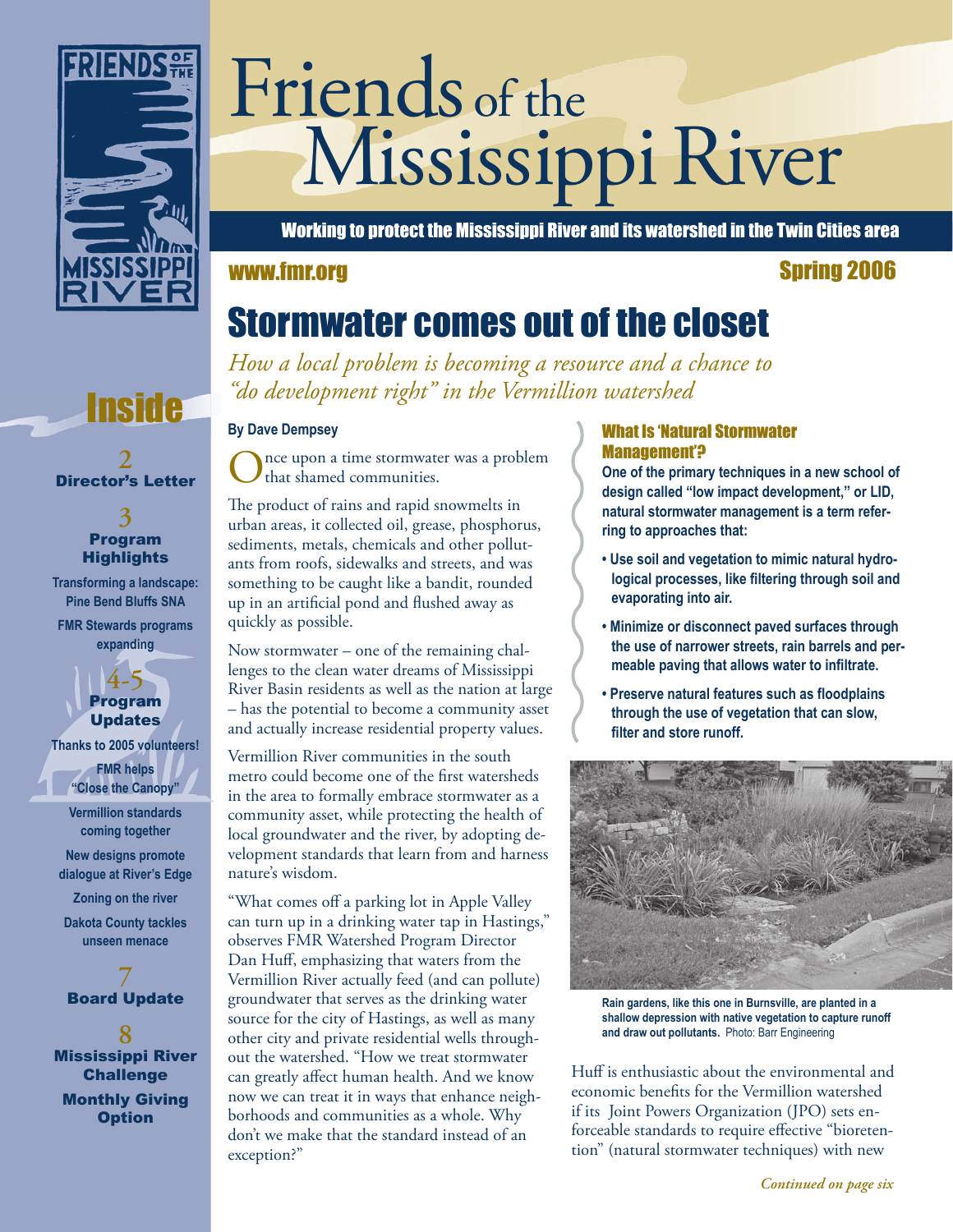# Friends of the Mississippi River

Working to protect the Mississippi River and its watershed in the Twin Cities area

www.fmr.org

Spring 2006

## Inside

**2** Director's Letter

**3** Program Highlights

- Transforming a landscape: Pine Bend Bluffs SNA
- FMR Stewards programs expanding

**4-5** Program Updates

- Thanks to 2005 volunteers!
- FMR helps "Close the Canopy"
- Vermillion standards coming together
- New designs promote dialogue at River's Edge
- Zoning on the river
- Dakota County tackles unseen menace

**7** Board Update

**8** Mississippi River Challenge

Monthly Giving Option

# Stormwater comes out of the closet

*How a local problem is becoming a resource and a chance to "do development right" in the Vermillion watershed*

**By Dave Dempsey**

Once upon a time stormwater was a problem that shamed communities.

The product of rains and rapid snowmelts in urban areas, it collected oil, grease, phosphorus, sediments, metals, chemicals and other pollutants from roofs, sidewalks and streets, and was something to be caught like a bandit, rounded up in an artificial pond and flushed away as quickly as possible.

Now stormwater – one of the remaining challenges to the clean water dreams of Mississippi River Basin residents as well as the nation at large – has the potential to become a community asset and actually increase residential property values.

Vermillion River communities in the south metro could become one of the first watersheds in the area to formally embrace stormwater as a community asset, while protecting the health of local groundwater and the river, by adopting development standards that learn from and harness nature's wisdom.

"What comes off a parking lot in Apple Valley can turn up in a drinking water tap in Hastings," observes FMR Watershed Program Director Dan Huff, emphasizing that waters from the Vermillion River actually feed (and can pollute) groundwater that serves as the drinking water source for the city of Hastings, as well as many other city and private residential wells throughout the watershed. "How we treat stormwater can greatly affect human health. And we know now we can treat it in ways that enhance neighborhoods and communities as a whole. Why don't we make that the standard instead of an exception?"

### What Is 'Natural Stormwater Management'?

**One of the primary techniques in a new school of design called "low impact development," or LID, natural stormwater management is a term referring to approaches that:**

- **Use soil and vegetation to mimic natural hydrological processes, like filtering through soil and evaporating into air.**
- **Minimize or disconnect paved surfaces through the use of narrower streets, rain barrels and permeable paving that allows water to infiltrate.**
- **Preserve natural features such as floodplains through the use of vegetation that can slow, filter and store runoff.**

**Rain gardens, like this one in Burnsville, are planted in a shallow depression with native vegetation to capture runoff and draw out pollutants.** Photo: Barr Engineering

Huff is enthusiastic about the environmental and economic benefits for the Vermillion watershed if its Joint Powers Organization (JPO) sets enforceable standards to require effective "bioretention" (natural stormwater techniques) with new

*Continued on page six*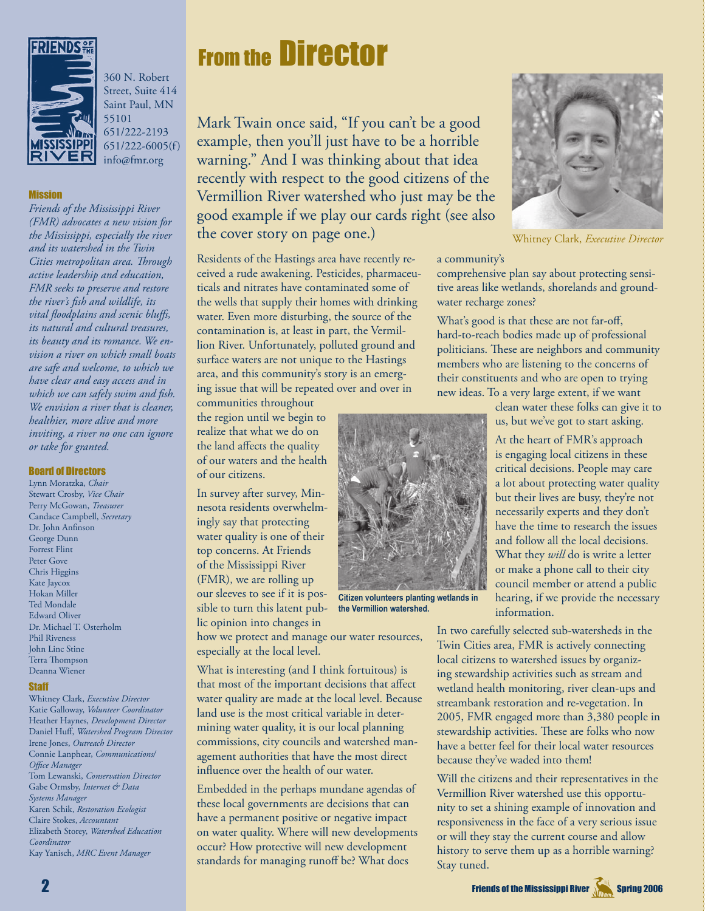360 N. Robert Street, Suite 414
Saint Paul, MN 55101
651/222-2193
651/222-6005(f)
info@fmr.org

### Mission

*Friends of the Mississippi River (FMR) advocates a new vision for the Mississippi, especially the river and its watershed in the Twin Cities metropolitan area. Through active leadership and education, FMR seeks to preserve and restore the river's fish and wildlife, its vital floodplains and scenic bluffs, its natural and cultural treasures, its beauty and its romance. We envision a river on which small boats are safe and welcome, to which we have clear and easy access and in which we can safely swim and fish. We envision a river that is cleaner, healthier, more alive and more inviting, a river no one can ignore or take for granted.*

### Board of Directors

Lynn Moratzka, *Chair*
Stewart Crosby, *Vice Chair*
Perry McGowan, *Treasurer*
Candace Campbell, *Secretary*
Dr. John Anfinson
George Dunn
Forrest Flint
Peter Gove
Chris Higgins
Kate Jaycox
Hokan Miller
Ted Mondale
Edward Oliver
Dr. Michael T. Osterholm
Phil Riveness
John Linc Stine
Terra Thompson
Deanna Wiener

### Staff

Whitney Clark, *Executive Director*
Katie Galloway, *Volunteer Coordinator*
Heather Haynes, *Development Director*
Daniel Huff, *Watershed Program Director*
Irene Jones, *Outreach Director*
Connie Lanphear, *Communications/Office Manager*
Tom Lewanski, *Conservation Director*
Gabe Ormsby, *Internet & Data Systems Manager*
Karen Schik, *Restoration Ecologist*
Claire Stokes, *Accountant*
Elizabeth Storey, *Watershed Education Coordinator*
Kay Yanisch, *MRC Event Manager*

# From the Director

Mark Twain once said, "If you can't be a good example, then you'll just have to be a horrible warning." And I was thinking about that idea recently with respect to the good citizens of the Vermillion River watershed who just may be the good example if we play our cards right (see also the cover story on page one.)

Whitney Clark, *Executive Director*

Residents of the Hastings area have recently received a rude awakening. Pesticides, pharmaceuticals and nitrates have contaminated some of the wells that supply their homes with drinking water. Even more disturbing, the source of the contamination is, at least in part, the Vermillion River. Unfortunately, polluted ground and surface waters are not unique to the Hastings area, and this community's story is an emerging issue that will be repeated over and over in communities throughout the region until we begin to realize that what we do on the land affects the quality of our waters and the health of our citizens.

In survey after survey, Minnesota residents overwhelmingly say that protecting water quality is one of their top concerns. At Friends of the Mississippi River (FMR), we are rolling up our sleeves to see if it is possible to turn this latent public opinion into changes in how we protect and manage our water resources, especially at the local level.

**Citizen volunteers planting wetlands in the Vermillion watershed.**

What is interesting (and I think fortuitous) is that most of the important decisions that affect water quality are made at the local level. Because land use is the most critical variable in determining water quality, it is our local planning commissions, city councils and watershed management authorities that have the most direct influence over the health of our water.

Embedded in the perhaps mundane agendas of these local governments are decisions that can have a permanent positive or negative impact on water quality. Where will new developments occur? How protective will new development standards for managing runoff be? What does a community's comprehensive plan say about protecting sensitive areas like wetlands, shorelands and groundwater recharge zones?

What's good is that these are not far-off, hard-to-reach bodies made up of professional politicians. These are neighbors and community members who are listening to the concerns of their constituents and who are open to trying new ideas. To a very large extent, if we want clean water these folks can give it to us, but we've got to start asking.

At the heart of FMR's approach is engaging local citizens in these critical decisions. People may care a lot about protecting water quality but their lives are busy, they're not necessarily experts and they don't have the time to research the issues and follow all the local decisions. What they *will* do is write a letter or make a phone call to their city council member or attend a public hearing, if we provide the necessary information.

In two carefully selected sub-watersheds in the Twin Cities area, FMR is actively connecting local citizens to watershed issues by organizing stewardship activities such as stream and wetland health monitoring, river clean-ups and streambank restoration and re-vegetation. In 2005, FMR engaged more than 3,380 people in stewardship activities. These are folks who now have a better feel for their local water resources because they've waded into them!

Will the citizens and their representatives in the Vermillion River watershed use this opportunity to set a shining example of innovation and responsiveness in the face of a very serious issue or will they stay the current course and allow history to serve them up as a horrible warning? Stay tuned.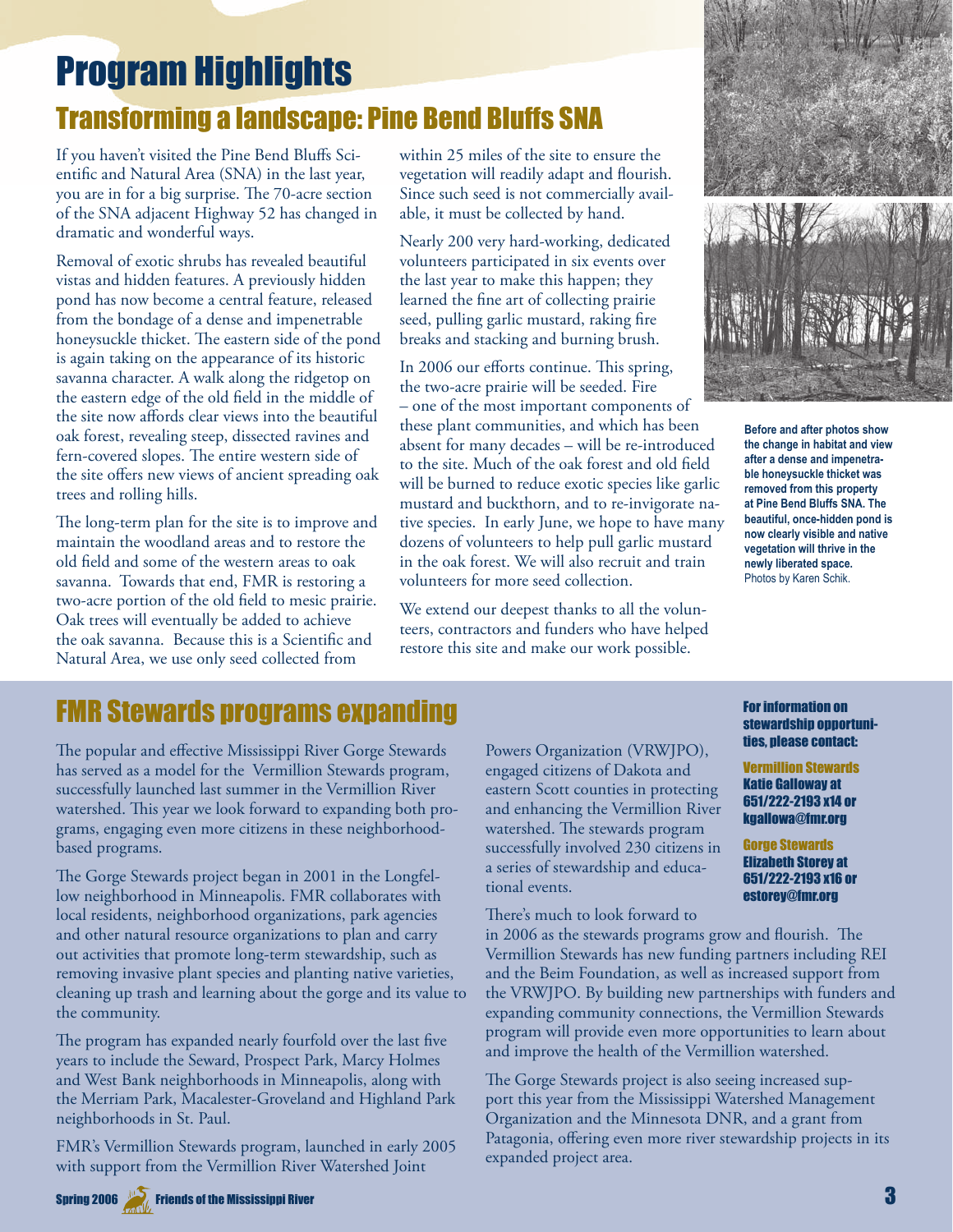# Program Highlights

## Transforming a landscape: Pine Bend Bluffs SNA

If you haven't visited the Pine Bend Bluffs Scientific and Natural Area (SNA) in the last year, you are in for a big surprise. The 70-acre section of the SNA adjacent Highway 52 has changed in dramatic and wonderful ways.

Removal of exotic shrubs has revealed beautiful vistas and hidden features. A previously hidden pond has now become a central feature, released from the bondage of a dense and impenetrable honeysuckle thicket. The eastern side of the pond is again taking on the appearance of its historic savanna character. A walk along the ridgetop on the eastern edge of the old field in the middle of the site now affords clear views into the beautiful oak forest, revealing steep, dissected ravines and fern-covered slopes. The entire western side of the site offers new views of ancient spreading oak trees and rolling hills.

The long-term plan for the site is to improve and maintain the woodland areas and to restore the old field and some of the western areas to oak savanna. Towards that end, FMR is restoring a two-acre portion of the old field to mesic prairie. Oak trees will eventually be added to achieve the oak savanna. Because this is a Scientific and Natural Area, we use only seed collected from within 25 miles of the site to ensure the vegetation will readily adapt and flourish. Since such seed is not commercially available, it must be collected by hand.

Nearly 200 very hard-working, dedicated volunteers participated in six events over the last year to make this happen; they learned the fine art of collecting prairie seed, pulling garlic mustard, raking fire breaks and stacking and burning brush.

In 2006 our efforts continue. This spring, the two-acre prairie will be seeded. Fire – one of the most important components of these plant communities, and which has been absent for many decades – will be re-introduced to the site. Much of the oak forest and old field will be burned to reduce exotic species like garlic mustard and buckthorn, and to re-invigorate native species. In early June, we hope to have many dozens of volunteers to help pull garlic mustard in the oak forest. We will also recruit and train volunteers for more seed collection.

We extend our deepest thanks to all the volunteers, contractors and funders who have helped restore this site and make our work possible.

**Before and after photos show the change in habitat and view after a dense and impenetrable honeysuckle thicket was removed from this property at Pine Bend Bluffs SNA. The beautiful, once-hidden pond is now clearly visible and native vegetation will thrive in the newly liberated space.** Photos by Karen Schik.

## FMR Stewards programs expanding

The popular and effective Mississippi River Gorge Stewards has served as a model for the Vermillion Stewards program, successfully launched last summer in the Vermillion River watershed. This year we look forward to expanding both programs, engaging even more citizens in these neighborhood-based programs.

The Gorge Stewards project began in 2001 in the Longfellow neighborhood in Minneapolis. FMR collaborates with local residents, neighborhood organizations, park agencies and other natural resource organizations to plan and carry out activities that promote long-term stewardship, such as removing invasive plant species and planting native varieties, cleaning up trash and learning about the gorge and its value to the community.

The program has expanded nearly fourfold over the last five years to include the Seward, Prospect Park, Marcy Holmes and West Bank neighborhoods in Minneapolis, along with the Merriam Park, Macalester-Groveland and Highland Park neighborhoods in St. Paul.

FMR's Vermillion Stewards program, launched in early 2005 with support from the Vermillion River Watershed Joint Powers Organization (VRWJPO), engaged citizens of Dakota and eastern Scott counties in protecting and enhancing the Vermillion River watershed. The stewards program successfully involved 230 citizens in a series of stewardship and educational events.

There's much to look forward to in 2006 as the stewards programs grow and flourish. The Vermillion Stewards has new funding partners including REI and the Beim Foundation, as well as increased support from the VRWJPO. By building new partnerships with funders and expanding community connections, the Vermillion Stewards program will provide even more opportunities to learn about and improve the health of the Vermillion watershed.

The Gorge Stewards project is also seeing increased support this year from the Mississippi Watershed Management Organization and the Minnesota DNR, and a grant from Patagonia, offering even more river stewardship projects in its expanded project area.

**For information on stewardship opportunities, please contact:**

**Vermillion Stewards**
**Katie Galloway at 651/222-2193 x14 or kgallowa@fmr.org**

**Gorge Stewards**
**Elizabeth Storey at 651/222-2193 x16 or estorey@fmr.org**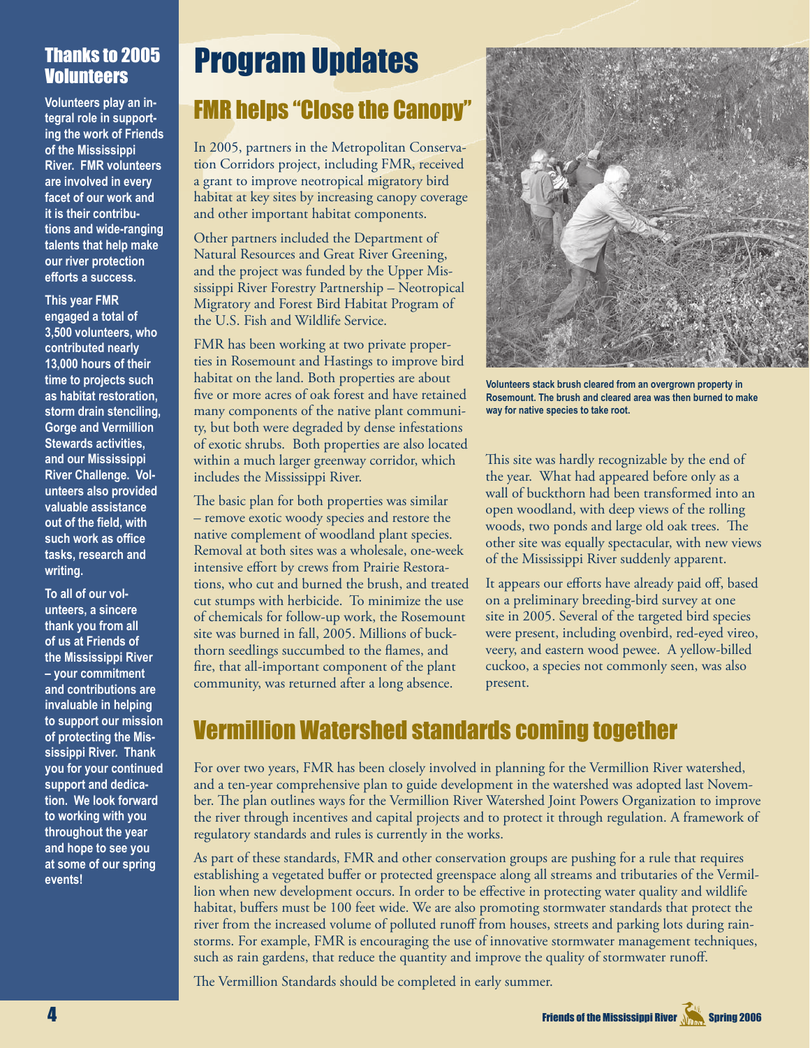## Thanks to 2005 Volunteers

**Volunteers play an integral role in supporting the work of Friends of the Mississippi River. FMR volunteers are involved in every facet of our work and it is their contributions and wide-ranging talents that help make our river protection efforts a success.**

**This year FMR engaged a total of 3,500 volunteers, who contributed nearly 13,000 hours of their time to projects such as habitat restoration, storm drain stenciling, Gorge and Vermillion Stewards activities, and our Mississippi River Challenge. Volunteers also provided valuable assistance out of the field, with such work as office tasks, research and writing.**

**To all of our volunteers, a sincere thank you from all of us at Friends of the Mississippi River – your commitment and contributions are invaluable in helping to support our mission of protecting the Mississippi River. Thank you for your continued support and dedication. We look forward to working with you throughout the year and hope to see you at some of our spring events!**

# Program Updates

## FMR helps "Close the Canopy"

In 2005, partners in the Metropolitan Conservation Corridors project, including FMR, received a grant to improve neotropical migratory bird habitat at key sites by increasing canopy coverage and other important habitat components.

Other partners included the Department of Natural Resources and Great River Greening, and the project was funded by the Upper Mississippi River Forestry Partnership – Neotropical Migratory and Forest Bird Habitat Program of the U.S. Fish and Wildlife Service.

FMR has been working at two private properties in Rosemount and Hastings to improve bird habitat on the land. Both properties are about five or more acres of oak forest and have retained many components of the native plant community, but both were degraded by dense infestations of exotic shrubs. Both properties are also located within a much larger greenway corridor, which includes the Mississippi River.

The basic plan for both properties was similar – remove exotic woody species and restore the native complement of woodland plant species. Removal at both sites was a wholesale, one-week intensive effort by crews from Prairie Restorations, who cut and burned the brush, and treated cut stumps with herbicide. To minimize the use of chemicals for follow-up work, the Rosemount site was burned in fall, 2005. Millions of buckthorn seedlings succumbed to the flames, and fire, that all-important component of the plant community, was returned after a long absence.

**Volunteers stack brush cleared from an overgrown property in Rosemount. The brush and cleared area was then burned to make way for native species to take root.**

This site was hardly recognizable by the end of the year. What had appeared before only as a wall of buckthorn had been transformed into an open woodland, with deep views of the rolling woods, two ponds and large old oak trees. The other site was equally spectacular, with new views of the Mississippi River suddenly apparent.

It appears our efforts have already paid off, based on a preliminary breeding-bird survey at one site in 2005. Several of the targeted bird species were present, including ovenbird, red-eyed vireo, veery, and eastern wood pewee. A yellow-billed cuckoo, a species not commonly seen, was also present.

## Vermillion Watershed standards coming together

For over two years, FMR has been closely involved in planning for the Vermillion River watershed, and a ten-year comprehensive plan to guide development in the watershed was adopted last November. The plan outlines ways for the Vermillion River Watershed Joint Powers Organization to improve the river through incentives and capital projects and to protect it through regulation. A framework of regulatory standards and rules is currently in the works.

As part of these standards, FMR and other conservation groups are pushing for a rule that requires establishing a vegetated buffer or protected greenspace along all streams and tributaries of the Vermillion when new development occurs. In order to be effective in protecting water quality and wildlife habitat, buffers must be 100 feet wide. We are also promoting stormwater standards that protect the river from the increased volume of polluted runoff from houses, streets and parking lots during rainstorms. For example, FMR is encouraging the use of innovative stormwater management techniques, such as rain gardens, that reduce the quantity and improve the quality of stormwater runoff.

The Vermillion Standards should be completed in early summer.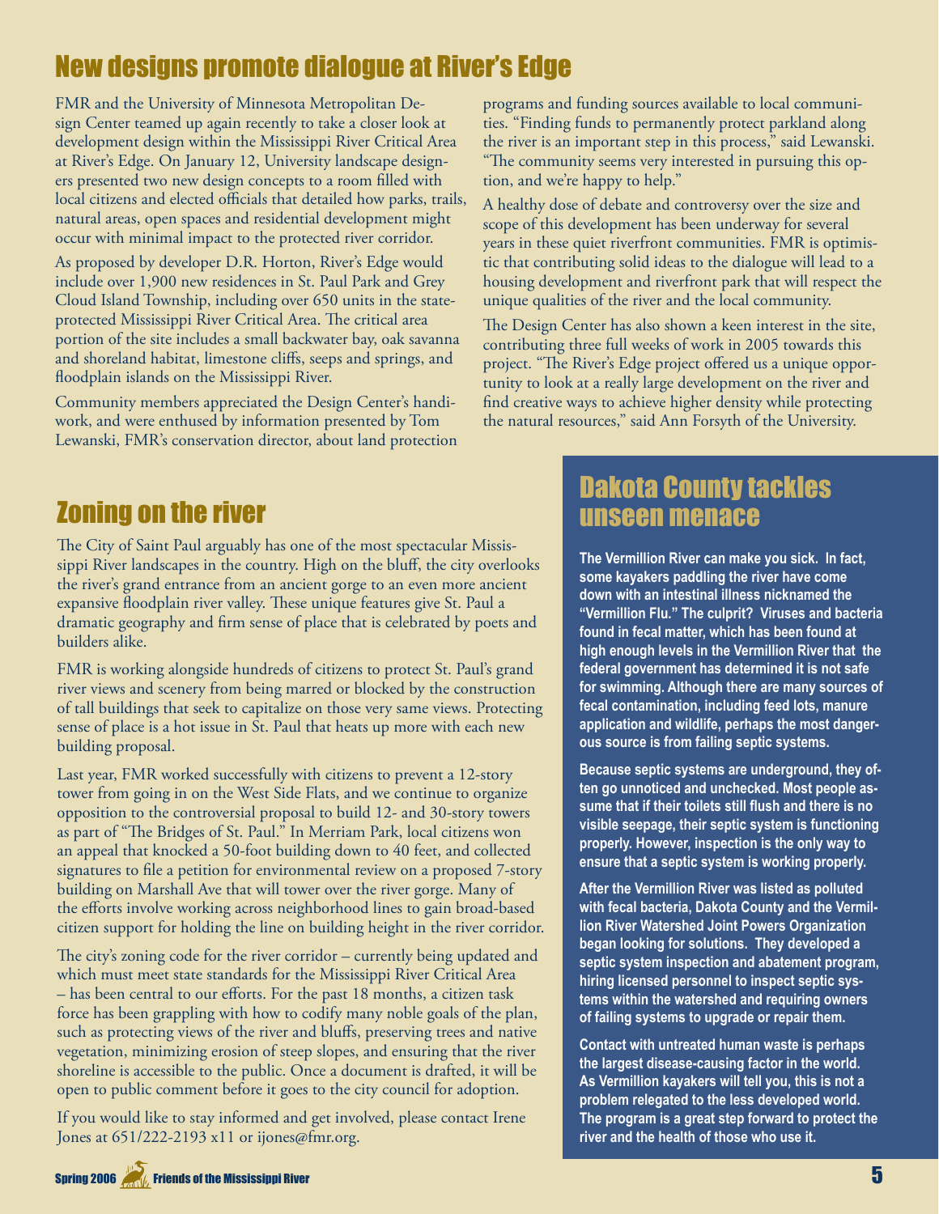## New designs promote dialogue at River's Edge

FMR and the University of Minnesota Metropolitan Design Center teamed up again recently to take a closer look at development design within the Mississippi River Critical Area at River's Edge. On January 12, University landscape designers presented two new design concepts to a room filled with local citizens and elected officials that detailed how parks, trails, natural areas, open spaces and residential development might occur with minimal impact to the protected river corridor.

As proposed by developer D.R. Horton, River's Edge would include over 1,900 new residences in St. Paul Park and Grey Cloud Island Township, including over 650 units in the state-protected Mississippi River Critical Area. The critical area portion of the site includes a small backwater bay, oak savanna and shoreland habitat, limestone cliffs, seeps and springs, and floodplain islands on the Mississippi River.

Community members appreciated the Design Center's handiwork, and were enthused by information presented by Tom Lewanski, FMR's conservation director, about land protection programs and funding sources available to local communities. "Finding funds to permanently protect parkland along the river is an important step in this process," said Lewanski. "The community seems very interested in pursuing this option, and we're happy to help."

A healthy dose of debate and controversy over the size and scope of this development has been underway for several years in these quiet riverfront communities. FMR is optimistic that contributing solid ideas to the dialogue will lead to a housing development and riverfront park that will respect the unique qualities of the river and the local community.

The Design Center has also shown a keen interest in the site, contributing three full weeks of work in 2005 towards this project. "The River's Edge project offered us a unique opportunity to look at a really large development on the river and find creative ways to achieve higher density while protecting the natural resources," said Ann Forsyth of the University.

## Zoning on the river

The City of Saint Paul arguably has one of the most spectacular Mississippi River landscapes in the country. High on the bluff, the city overlooks the river's grand entrance from an ancient gorge to an even more ancient expansive floodplain river valley. These unique features give St. Paul a dramatic geography and firm sense of place that is celebrated by poets and builders alike.

FMR is working alongside hundreds of citizens to protect St. Paul's grand river views and scenery from being marred or blocked by the construction of tall buildings that seek to capitalize on those very same views. Protecting sense of place is a hot issue in St. Paul that heats up more with each new building proposal.

Last year, FMR worked successfully with citizens to prevent a 12-story tower from going in on the West Side Flats, and we continue to organize opposition to the controversial proposal to build 12- and 30-story towers as part of "The Bridges of St. Paul." In Merriam Park, local citizens won an appeal that knocked a 50-foot building down to 40 feet, and collected signatures to file a petition for environmental review on a proposed 7-story building on Marshall Ave that will tower over the river gorge. Many of the efforts involve working across neighborhood lines to gain broad-based citizen support for holding the line on building height in the river corridor.

The city's zoning code for the river corridor – currently being updated and which must meet state standards for the Mississippi River Critical Area – has been central to our efforts. For the past 18 months, a citizen task force has been grappling with how to codify many noble goals of the plan, such as protecting views of the river and bluffs, preserving trees and native vegetation, minimizing erosion of steep slopes, and ensuring that the river shoreline is accessible to the public. Once a document is drafted, it will be open to public comment before it goes to the city council for adoption.

If you would like to stay informed and get involved, please contact Irene Jones at 651/222-2193 x11 or ijones@fmr.org.

## Dakota County tackles unseen menace

**The Vermillion River can make you sick. In fact, some kayakers paddling the river have come down with an intestinal illness nicknamed the "Vermillion Flu." The culprit? Viruses and bacteria found in fecal matter, which has been found at high enough levels in the Vermillion River that the federal government has determined it is not safe for swimming. Although there are many sources of fecal contamination, including feed lots, manure application and wildlife, perhaps the most dangerous source is from failing septic systems.**

**Because septic systems are underground, they often go unnoticed and unchecked. Most people assume that if their toilets still flush and there is no visible seepage, their septic system is functioning properly. However, inspection is the only way to ensure that a septic system is working properly.**

**After the Vermillion River was listed as polluted with fecal bacteria, Dakota County and the Vermillion River Watershed Joint Powers Organization began looking for solutions. They developed a septic system inspection and abatement program, hiring licensed personnel to inspect septic systems within the watershed and requiring owners of failing systems to upgrade or repair them.**

**Contact with untreated human waste is perhaps the largest disease-causing factor in the world. As Vermillion kayakers will tell you, this is not a problem relegated to the less developed world. The program is a great step forward to protect the river and the health of those who use it.**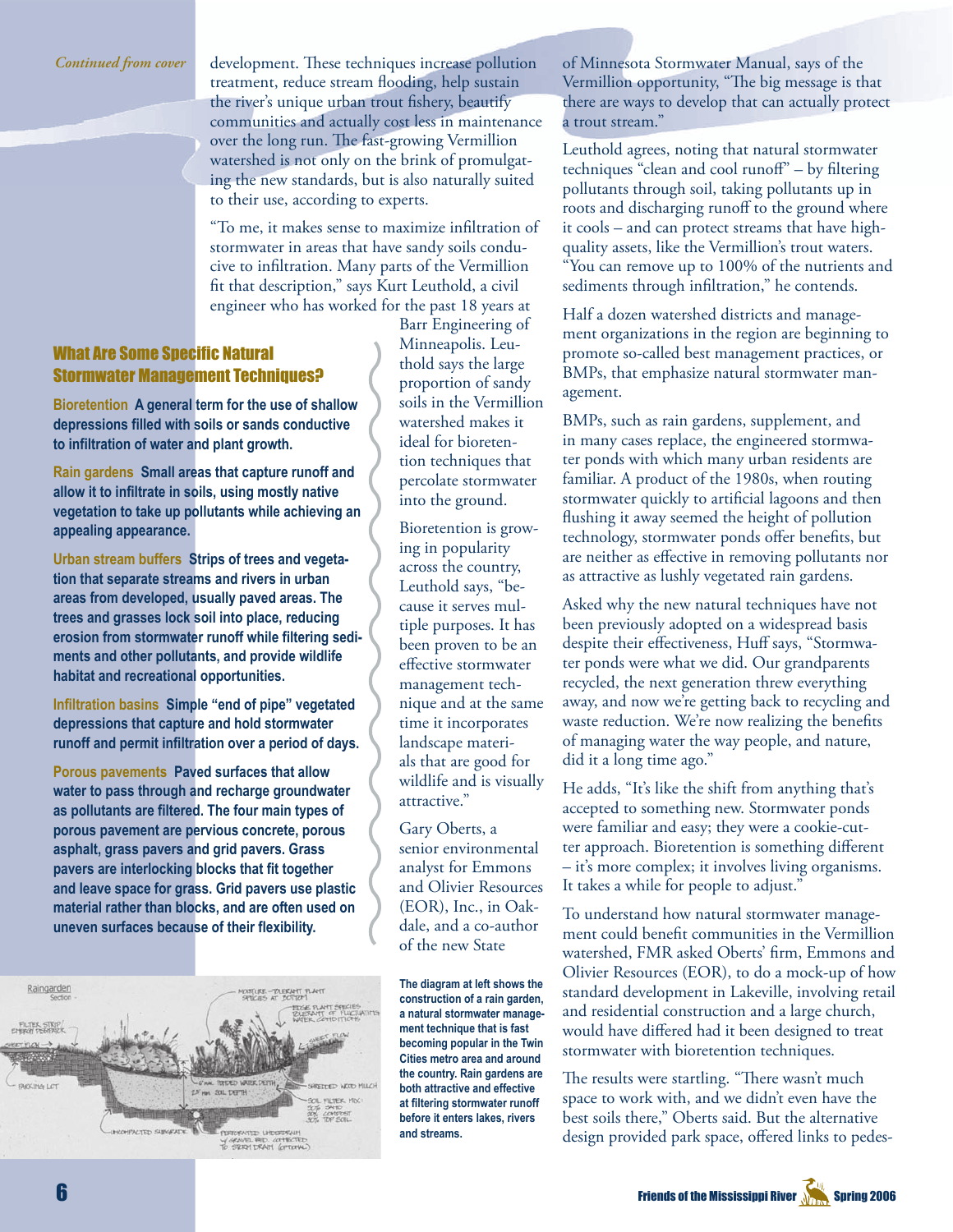*Continued from cover*

development. These techniques increase pollution treatment, reduce stream flooding, help sustain the river's unique urban trout fishery, beautify communities and actually cost less in maintenance over the long run. The fast-growing Vermillion watershed is not only on the brink of promulgating the new standards, but is also naturally suited to their use, according to experts.

"To me, it makes sense to maximize infiltration of stormwater in areas that have sandy soils conducive to infiltration. Many parts of the Vermillion fit that description," says Kurt Leuthold, a civil engineer who has worked for the past 18 years at Barr Engineering of Minneapolis. Leuthold says the large proportion of sandy soils in the Vermillion watershed makes it ideal for bioretention techniques that percolate stormwater into the ground.

Bioretention is growing in popularity across the country, Leuthold says, "because it serves multiple purposes. It has been proven to be an effective stormwater management technique and at the same time it incorporates landscape materials that are good for wildlife and is visually attractive."

Gary Oberts, a senior environmental analyst for Emmons and Olivier Resources (EOR), Inc., in Oakdale, and a co-author of the new State of Minnesota Stormwater Manual, says of the Vermillion opportunity, "The big message is that there are ways to develop that can actually protect a trout stream."

Leuthold agrees, noting that natural stormwater techniques "clean and cool runoff" – by filtering pollutants through soil, taking pollutants up in roots and discharging runoff to the ground where it cools – and can protect streams that have high-quality assets, like the Vermillion's trout waters. "You can remove up to 100% of the nutrients and sediments through infiltration," he contends.

Half a dozen watershed districts and management organizations in the region are beginning to promote so-called best management practices, or BMPs, that emphasize natural stormwater management.

BMPs, such as rain gardens, supplement, and in many cases replace, the engineered stormwater ponds with which many urban residents are familiar. A product of the 1980s, when routing stormwater quickly to artificial lagoons and then flushing it away seemed the height of pollution technology, stormwater ponds offer benefits, but are neither as effective in removing pollutants nor as attractive as lushly vegetated rain gardens.

Asked why the new natural techniques have not been previously adopted on a widespread basis despite their effectiveness, Huff says, "Stormwater ponds were what we did. Our grandparents recycled, the next generation threw everything away, and now we're getting back to recycling and waste reduction. We're now realizing the benefits of managing water the way people, and nature, did it a long time ago."

He adds, "It's like the shift from anything that's accepted to something new. Stormwater ponds were familiar and easy; they were a cookie-cutter approach. Bioretention is something different – it's more complex; it involves living organisms. It takes a while for people to adjust."

To understand how natural stormwater management could benefit communities in the Vermillion watershed, FMR asked Oberts' firm, Emmons and Olivier Resources (EOR), to do a mock-up of how standard development in Lakeville, involving retail and residential construction and a large church, would have differed had it been designed to treat stormwater with bioretention techniques.

The results were startling. "There wasn't much space to work with, and we didn't even have the best soils there," Oberts said. But the alternative design provided park space, offered links to pedes-

## What Are Some Specific Natural Stormwater Management Techniques?

**Bioretention** A general term for the use of shallow depressions filled with soils or sands conductive to infiltration of water and plant growth.

**Rain gardens** Small areas that capture runoff and allow it to infiltrate in soils, using mostly native vegetation to take up pollutants while achieving an appealing appearance.

**Urban stream buffers** Strips of trees and vegetation that separate streams and rivers in urban areas from developed, usually paved areas. The trees and grasses lock soil into place, reducing erosion from stormwater runoff while filtering sediments and other pollutants, and provide wildlife habitat and recreational opportunities.

**Infiltration basins** Simple "end of pipe" vegetated depressions that capture and hold stormwater runoff and permit infiltration over a period of days.

**Porous pavements** Paved surfaces that allow water to pass through and recharge groundwater as pollutants are filtered. The four main types of porous pavement are pervious concrete, porous asphalt, grass pavers and grid pavers. Grass pavers are interlocking blocks that fit together and leave space for grass. Grid pavers use plastic material rather than blocks, and are often used on uneven surfaces because of their flexibility.

**The diagram at left shows the construction of a rain garden, a natural stormwater management technique that is fast becoming popular in the Twin Cities metro area and around the country. Rain gardens are both attractive and effective at filtering stormwater runoff before it enters lakes, rivers and streams.**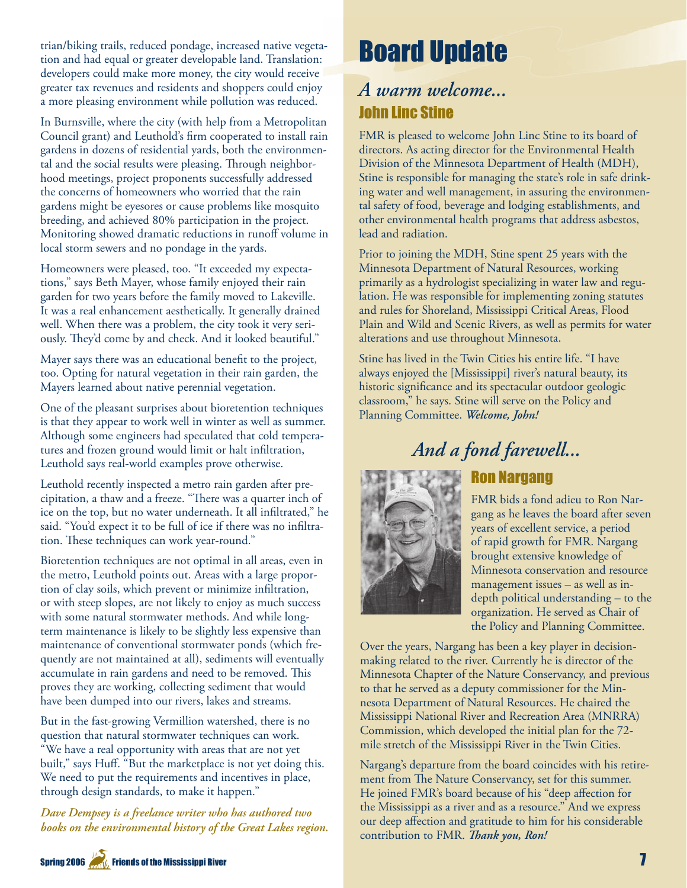trian/biking trails, reduced pondage, increased native vegetation and had equal or greater developable land. Translation: developers could make more money, the city would receive greater tax revenues and residents and shoppers could enjoy a more pleasing environment while pollution was reduced.

In Burnsville, where the city (with help from a Metropolitan Council grant) and Leuthold's firm cooperated to install rain gardens in dozens of residential yards, both the environmental and the social results were pleasing. Through neighborhood meetings, project proponents successfully addressed the concerns of homeowners who worried that the rain gardens might be eyesores or cause problems like mosquito breeding, and achieved 80% participation in the project. Monitoring showed dramatic reductions in runoff volume in local storm sewers and no pondage in the yards.

Homeowners were pleased, too. "It exceeded my expectations," says Beth Mayer, whose family enjoyed their rain garden for two years before the family moved to Lakeville. It was a real enhancement aesthetically. It generally drained well. When there was a problem, the city took it very seriously. They'd come by and check. And it looked beautiful."

Mayer says there was an educational benefit to the project, too. Opting for natural vegetation in their rain garden, the Mayers learned about native perennial vegetation.

One of the pleasant surprises about bioretention techniques is that they appear to work well in winter as well as summer. Although some engineers had speculated that cold temperatures and frozen ground would limit or halt infiltration, Leuthold says real-world examples prove otherwise.

Leuthold recently inspected a metro rain garden after precipitation, a thaw and a freeze. "There was a quarter inch of ice on the top, but no water underneath. It all infiltrated," he said. "You'd expect it to be full of ice if there was no infiltration. These techniques can work year-round."

Bioretention techniques are not optimal in all areas, even in the metro, Leuthold points out. Areas with a large proportion of clay soils, which prevent or minimize infiltration, or with steep slopes, are not likely to enjoy as much success with some natural stormwater methods. And while long-term maintenance is likely to be slightly less expensive than maintenance of conventional stormwater ponds (which frequently are not maintained at all), sediments will eventually accumulate in rain gardens and need to be removed. This proves they are working, collecting sediment that would have been dumped into our rivers, lakes and streams.

But in the fast-growing Vermillion watershed, there is no question that natural stormwater techniques can work. "We have a real opportunity with areas that are not yet built," says Huff. "But the marketplace is not yet doing this. We need to put the requirements and incentives in place, through design standards, to make it happen."

***Dave Dempsey is a freelance writer who has authored two books on the environmental history of the Great Lakes region.***

# Board Update

## *A warm welcome...*

### John Linc Stine

FMR is pleased to welcome John Linc Stine to its board of directors. As acting director for the Environmental Health Division of the Minnesota Department of Health (MDH), Stine is responsible for managing the state's role in safe drinking water and well management, in assuring the environmental safety of food, beverage and lodging establishments, and other environmental health programs that address asbestos, lead and radiation.

Prior to joining the MDH, Stine spent 25 years with the Minnesota Department of Natural Resources, working primarily as a hydrologist specializing in water law and regulation. He was responsible for implementing zoning statutes and rules for Shoreland, Mississippi Critical Areas, Flood Plain and Wild and Scenic Rivers, as well as permits for water alterations and use throughout Minnesota.

Stine has lived in the Twin Cities his entire life. "I have always enjoyed the [Mississippi] river's natural beauty, its historic significance and its spectacular outdoor geologic classroom," he says. Stine will serve on the Policy and Planning Committee. ***Welcome, John!***

## *And a fond farewell...*

### Ron Nargang

FMR bids a fond adieu to Ron Nargang as he leaves the board after seven years of excellent service, a period of rapid growth for FMR. Nargang brought extensive knowledge of Minnesota conservation and resource management issues – as well as in-depth political understanding – to the organization. He served as Chair of the Policy and Planning Committee.

Over the years, Nargang has been a key player in decision-making related to the river. Currently he is director of the Minnesota Chapter of the Nature Conservancy, and previous to that he served as a deputy commissioner for the Minnesota Department of Natural Resources. He chaired the Mississippi National River and Recreation Area (MNRRA) Commission, which developed the initial plan for the 72-mile stretch of the Mississippi River in the Twin Cities.

Nargang's departure from the board coincides with his retirement from The Nature Conservancy, set for this summer. He joined FMR's board because of his "deep affection for the Mississippi as a river and as a resource." And we express our deep affection and gratitude to him for his considerable contribution to FMR. ***Thank you, Ron!***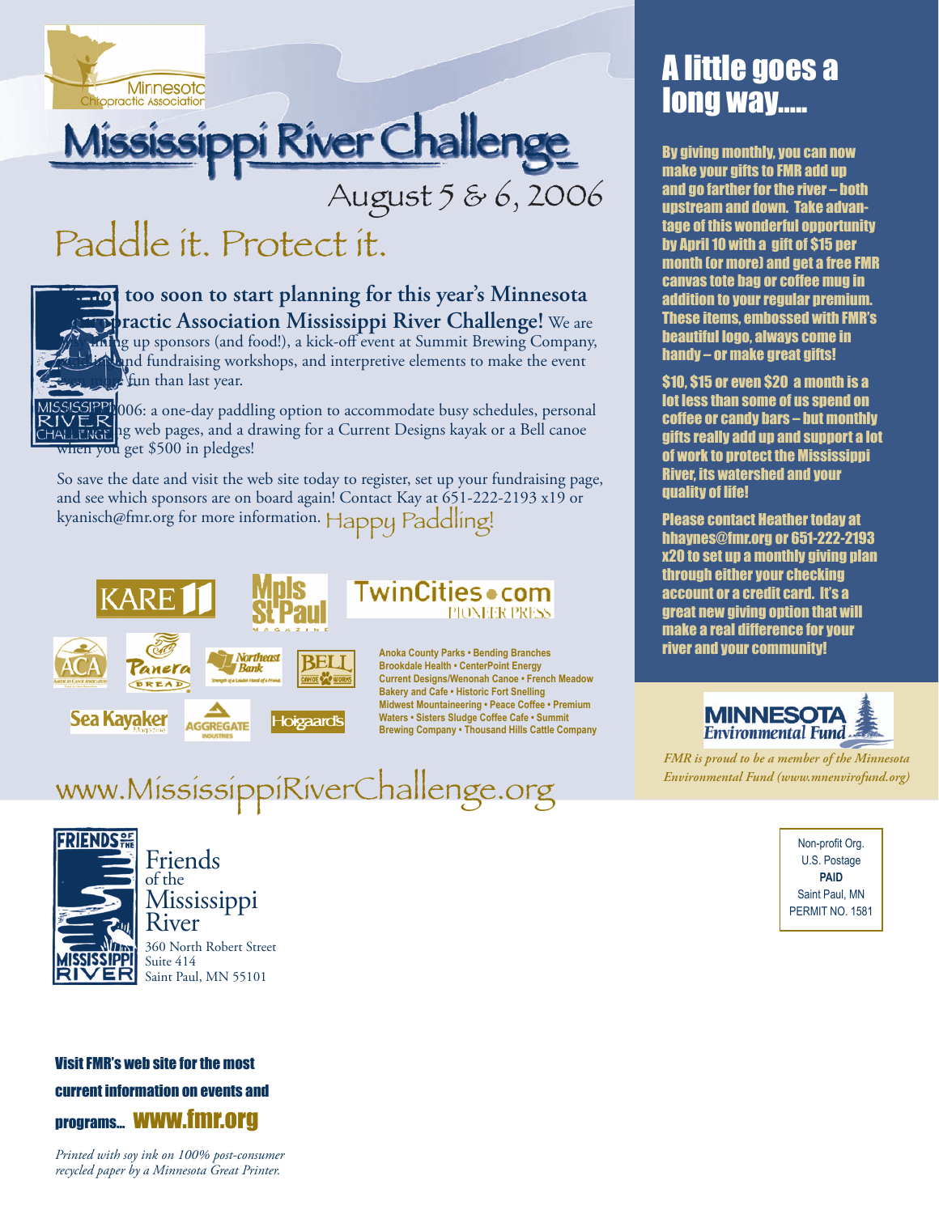Minnesota Chiropractic Association

# Mississippi River Challenge

August 5 & 6, 2006

## Paddle it. Protect it.

**It's not too soon to start planning for this year's Minnesota Chiropractic Association Mississippi River Challenge!** We are lining up sponsors (and food!), a kick-off event at Summit Brewing Company, training and fundraising workshops, and interpretive elements to make the event even more fun than last year.

New for 2006: a one-day paddling option to accommodate busy schedules, personal fundraising web pages, and a drawing for a Current Designs kayak or a Bell canoe when you get $500 in pledges!

So save the date and visit the web site today to register, set up your fundraising page, and see which sponsors are on board again! Contact Kay at 651-222-2193 x19 or kyanisch@fmr.org for more information. Happy Paddling!

KARE 11 • Mpls St Paul Magazine • TwinCities.com Pioneer Press • ACA • Panera Bread • Northeast Bank • Bell Canoe Works • Sea Kayaker • Aggregate Industries • Hoigaard's

Anoka County Parks • Bending Branches
Brookdale Health • CenterPoint Energy
Current Designs/Wenonah Canoe • French Meadow Bakery and Cafe • Historic Fort Snelling
Midwest Mountaineering • Peace Coffee • Premium Waters • Sisters Sludge Coffee Cafe • Summit Brewing Company • Thousand Hills Cattle Company

www.MississippiRiverChallenge.org

## A little goes a long way.....

**By giving monthly, you can now make your gifts to FMR add up and go farther for the river – both upstream and down. Take advantage of this wonderful opportunity by April 10 with a gift of $15 per month (or more) and get a free FMR canvas tote bag or coffee mug in addition to your regular premium. These items, embossed with FMR's beautiful logo, always come in handy – or make great gifts!**

**$10, $15 or even $20 a month is a lot less than some of us spend on coffee or candy bars – but monthly gifts really add up and support a lot of work to protect the Mississippi River, its watershed and your quality of life!**

**Please contact Heather today at hhaynes@fmr.org or 651-222-2193 x20 to set up a monthly giving plan through either your checking account or a credit card. It's a great new giving option that will make a real difference for your river and your community!**

MINNESOTA Environmental Fund

*FMR is proud to be a member of the Minnesota Environmental Fund (www.mnenvirofund.org)*

Friends of the Mississippi River
360 North Robert Street
Suite 414
Saint Paul, MN 55101

Non-profit Org.
U.S. Postage
**PAID**
Saint Paul, MN
PERMIT NO. 1581

**Visit FMR's web site for the most current information on events and programs... www.fmr.org**

*Printed with soy ink on 100% post-consumer recycled paper by a Minnesota Great Printer.*